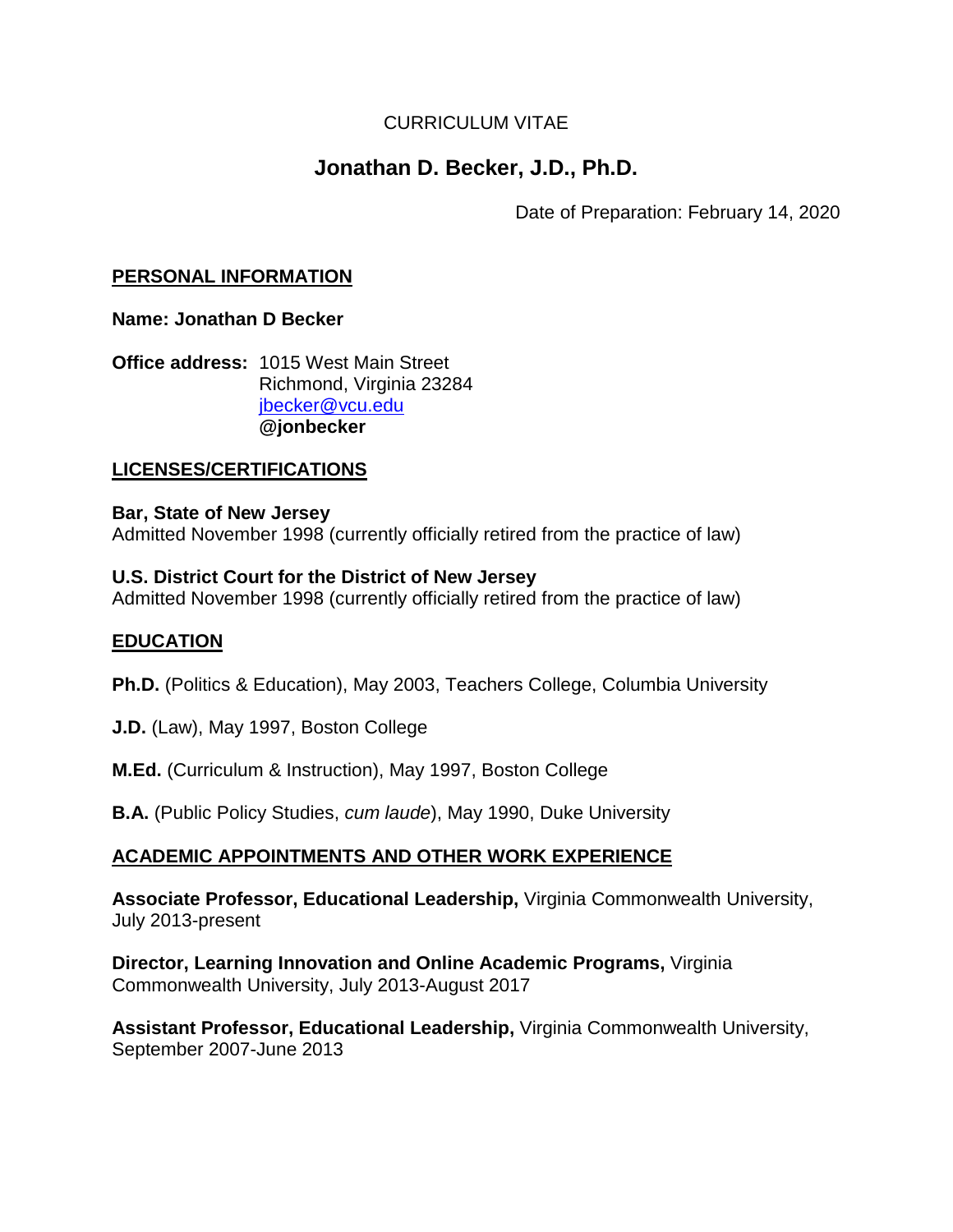CURRICULUM VITAE

# Jonathan D. Becker, J.D., Ph.D.

Date of Preparation: February 14, 2020

## PERSONAL INFORMATION

**Name: Jonathan D Becker**

**Office address:** 1015 West Main Street
Richmond, Virginia 23284
jbecker@vcu.edu
**@jonbecker**

## LICENSES/CERTIFICATIONS

**Bar, State of New Jersey**
Admitted November 1998 (currently officially retired from the practice of law)

**U.S. District Court for the District of New Jersey**
Admitted November 1998 (currently officially retired from the practice of law)

## EDUCATION

**Ph.D.** (Politics & Education), May 2003, Teachers College, Columbia University

**J.D.** (Law), May 1997, Boston College

**M.Ed.** (Curriculum & Instruction), May 1997, Boston College

**B.A.** (Public Policy Studies, *cum laude*), May 1990, Duke University

## ACADEMIC APPOINTMENTS AND OTHER WORK EXPERIENCE

**Associate Professor, Educational Leadership,** Virginia Commonwealth University, July 2013-present

**Director, Learning Innovation and Online Academic Programs,** Virginia Commonwealth University, July 2013-August 2017

**Assistant Professor, Educational Leadership,** Virginia Commonwealth University, September 2007-June 2013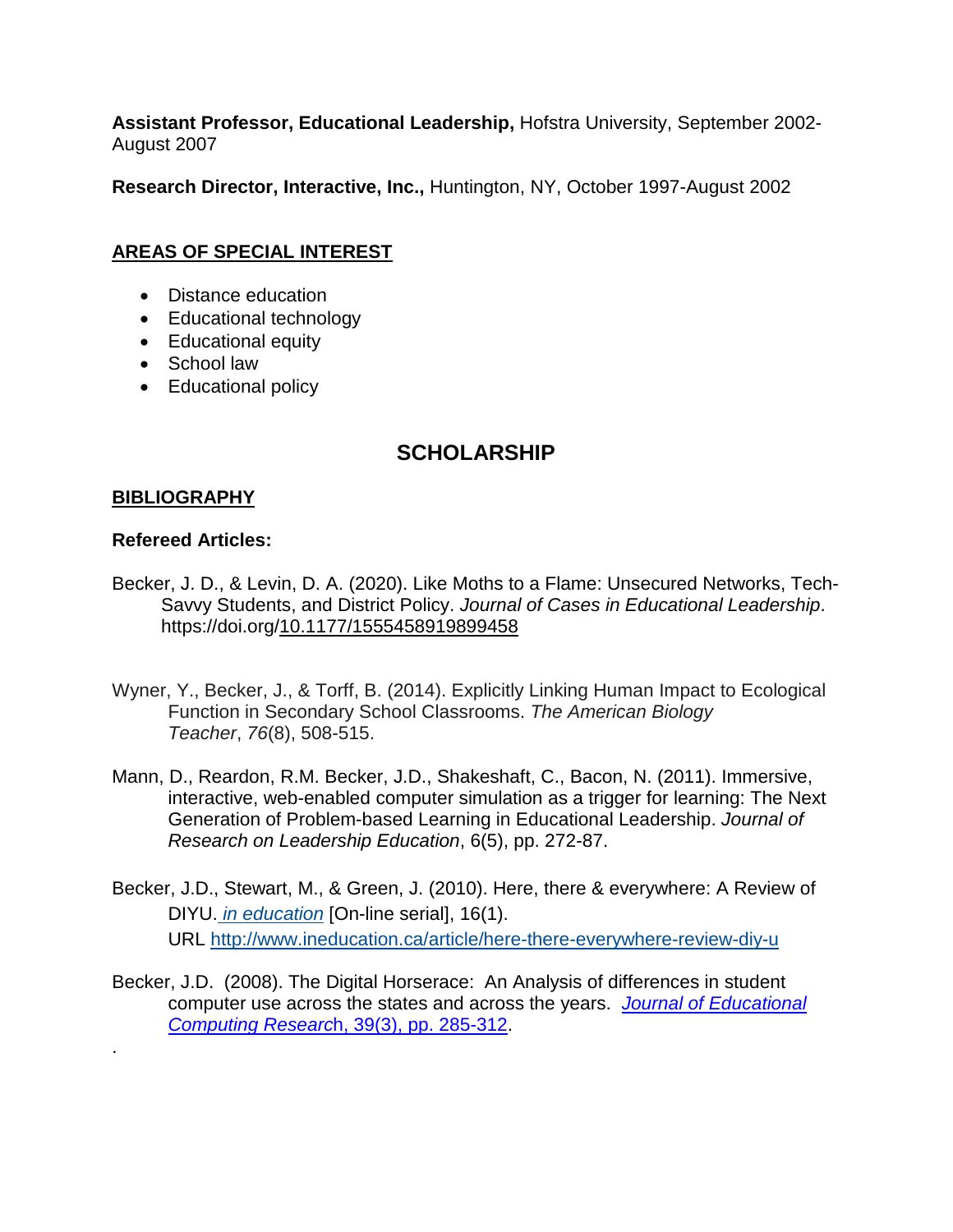**Assistant Professor, Educational Leadership,** Hofstra University, September 2002-August 2007

**Research Director, Interactive, Inc.,** Huntington, NY, October 1997-August 2002

## AREAS OF SPECIAL INTEREST

- Distance education
- Educational technology
- Educational equity
- School law
- Educational policy

# SCHOLARSHIP

## BIBLIOGRAPHY

### Refereed Articles:

Becker, J. D., & Levin, D. A. (2020). Like Moths to a Flame: Unsecured Networks, Tech-Savvy Students, and District Policy. *Journal of Cases in Educational Leadership*. https://doi.org/10.1177/1555458919899458

Wyner, Y., Becker, J., & Torff, B. (2014). Explicitly Linking Human Impact to Ecological Function in Secondary School Classrooms. *The American Biology Teacher*, *76*(8), 508-515.

Mann, D., Reardon, R.M. Becker, J.D., Shakeshaft, C., Bacon, N. (2011). Immersive, interactive, web-enabled computer simulation as a trigger for learning: The Next Generation of Problem-based Learning in Educational Leadership. *Journal of Research on Leadership Education*, 6(5), pp. 272-87.

Becker, J.D., Stewart, M., & Green, J. (2010). Here, there & everywhere: A Review of DIYU. *in education* [On-line serial], 16(1). URL http://www.ineducation.ca/article/here-there-everywhere-review-diy-u

Becker, J.D. (2008). The Digital Horserace: An Analysis of differences in student computer use across the states and across the years. *Journal of Educational Computing Research*, 39(3), pp. 285-312.

.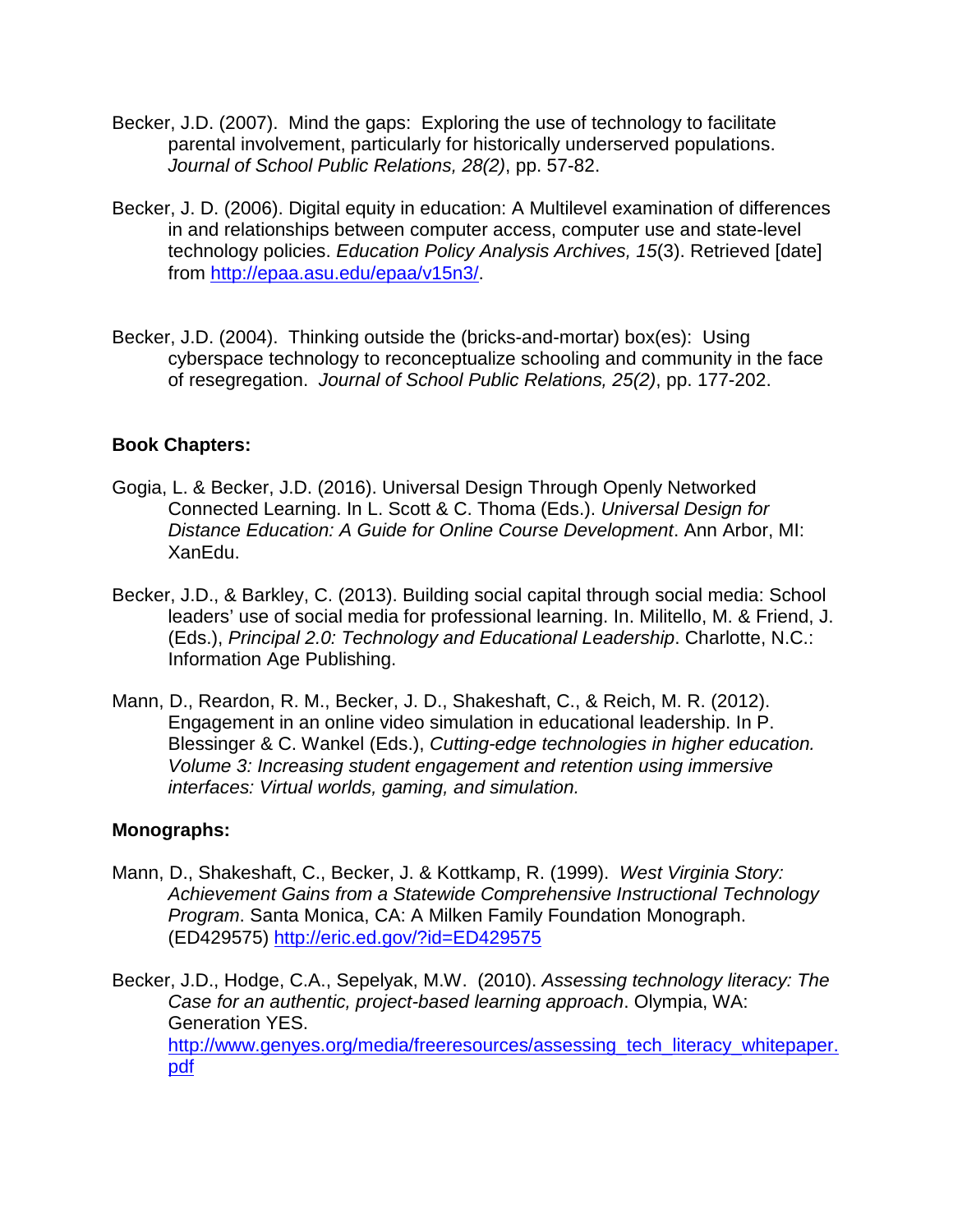Becker, J.D. (2007). Mind the gaps: Exploring the use of technology to facilitate parental involvement, particularly for historically underserved populations. *Journal of School Public Relations, 28(2)*, pp. 57-82.

Becker, J. D. (2006). Digital equity in education: A Multilevel examination of differences in and relationships between computer access, computer use and state-level technology policies. *Education Policy Analysis Archives, 15*(3). Retrieved [date] from http://epaa.asu.edu/epaa/v15n3/.

Becker, J.D. (2004). Thinking outside the (bricks-and-mortar) box(es): Using cyberspace technology to reconceptualize schooling and community in the face of resegregation. *Journal of School Public Relations, 25(2)*, pp. 177-202.

**Book Chapters:**

Gogia, L. & Becker, J.D. (2016). Universal Design Through Openly Networked Connected Learning. In L. Scott & C. Thoma (Eds.). *Universal Design for Distance Education: A Guide for Online Course Development*. Ann Arbor, MI: XanEdu.

Becker, J.D., & Barkley, C. (2013). Building social capital through social media: School leaders' use of social media for professional learning. In. Militello, M. & Friend, J. (Eds.), *Principal 2.0: Technology and Educational Leadership*. Charlotte, N.C.: Information Age Publishing.

Mann, D., Reardon, R. M., Becker, J. D., Shakeshaft, C., & Reich, M. R. (2012). Engagement in an online video simulation in educational leadership. In P. Blessinger & C. Wankel (Eds.), *Cutting-edge technologies in higher education. Volume 3: Increasing student engagement and retention using immersive interfaces: Virtual worlds, gaming, and simulation.*

**Monographs:**

Mann, D., Shakeshaft, C., Becker, J. & Kottkamp, R. (1999). *West Virginia Story: Achievement Gains from a Statewide Comprehensive Instructional Technology Program*. Santa Monica, CA: A Milken Family Foundation Monograph. (ED429575) http://eric.ed.gov/?id=ED429575

Becker, J.D., Hodge, C.A., Sepelyak, M.W. (2010). *Assessing technology literacy: The Case for an authentic, project-based learning approach*. Olympia, WA: Generation YES. http://www.genyes.org/media/freeresources/assessing_tech_literacy_whitepaper.pdf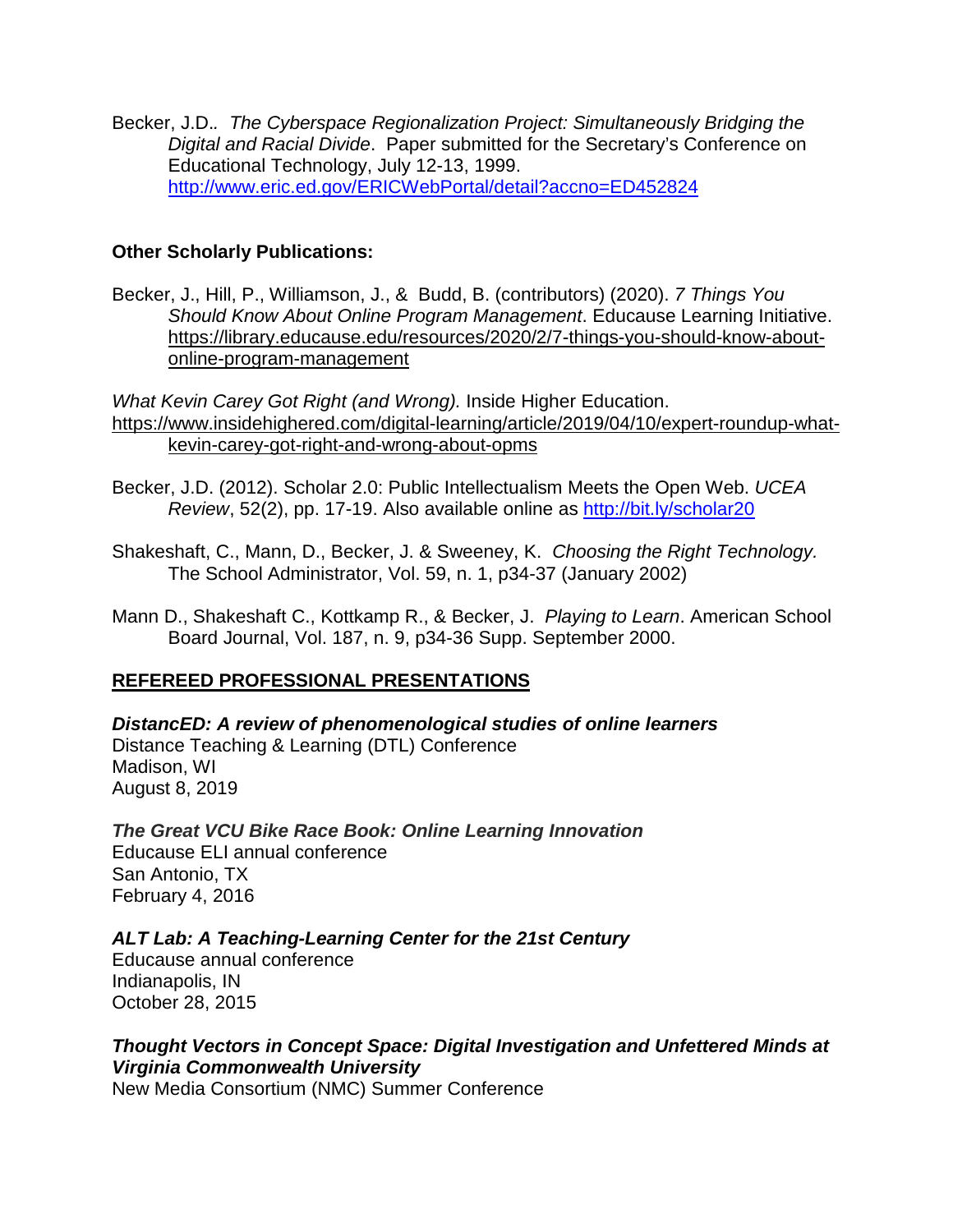Becker, J.D.. *The Cyberspace Regionalization Project: Simultaneously Bridging the Digital and Racial Divide*. Paper submitted for the Secretary's Conference on Educational Technology, July 12-13, 1999. http://www.eric.ed.gov/ERICWebPortal/detail?accno=ED452824

**Other Scholarly Publications:**

Becker, J., Hill, P., Williamson, J., & Budd, B. (contributors) (2020). *7 Things You Should Know About Online Program Management*. Educause Learning Initiative. https://library.educause.edu/resources/2020/2/7-things-you-should-know-about-online-program-management

*What Kevin Carey Got Right (and Wrong).* Inside Higher Education. https://www.insidehighered.com/digital-learning/article/2019/04/10/expert-roundup-what-kevin-carey-got-right-and-wrong-about-opms

Becker, J.D. (2012). Scholar 2.0: Public Intellectualism Meets the Open Web. *UCEA Review*, 52(2), pp. 17-19. Also available online as http://bit.ly/scholar20

Shakeshaft, C., Mann, D., Becker, J. & Sweeney, K. *Choosing the Right Technology.* The School Administrator, Vol. 59, n. 1, p34-37 (January 2002)

Mann D., Shakeshaft C., Kottkamp R., & Becker, J. *Playing to Learn*. American School Board Journal, Vol. 187, n. 9, p34-36 Supp. September 2000.

## REFEREED PROFESSIONAL PRESENTATIONS

***DistancED: A review of phenomenological studies of online learners***
Distance Teaching & Learning (DTL) Conference
Madison, WI
August 8, 2019

***The Great VCU Bike Race Book: Online Learning Innovation***
Educause ELI annual conference
San Antonio, TX
February 4, 2016

***ALT Lab: A Teaching-Learning Center for the 21st Century***
Educause annual conference
Indianapolis, IN
October 28, 2015

***Thought Vectors in Concept Space: Digital Investigation and Unfettered Minds at Virginia Commonwealth University***
New Media Consortium (NMC) Summer Conference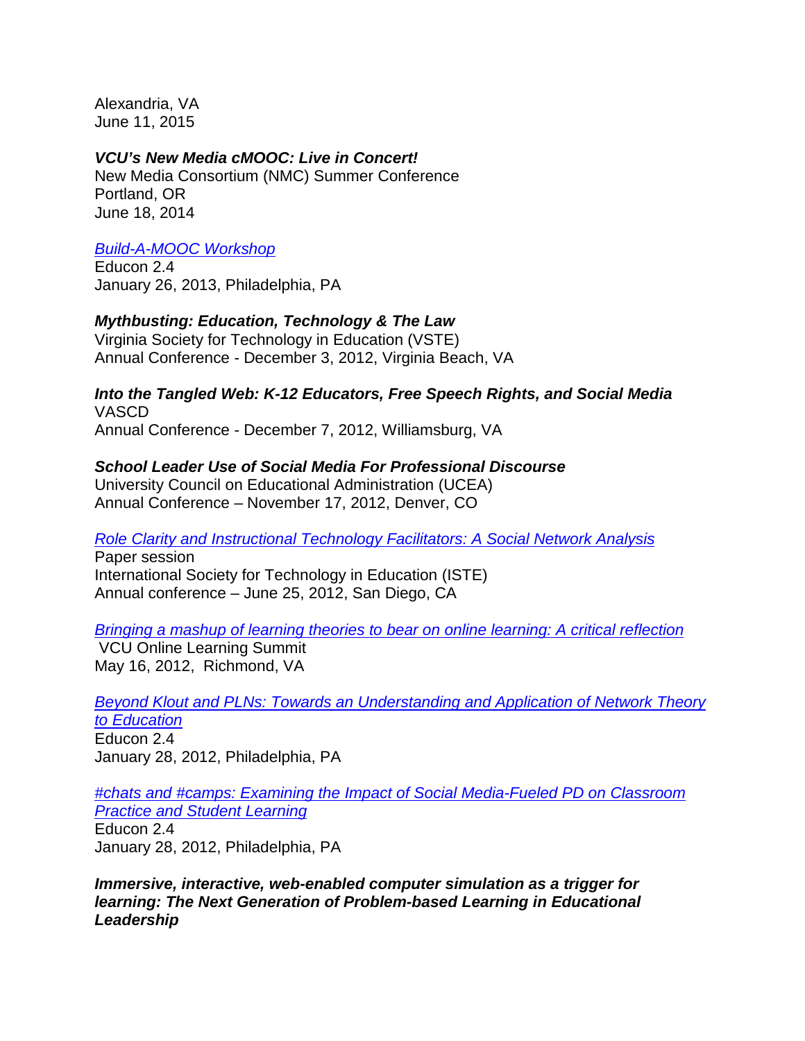Alexandria, VA
June 11, 2015

***VCU's New Media cMOOC: Live in Concert!***
New Media Consortium (NMC) Summer Conference
Portland, OR
June 18, 2014

*Build-A-MOOC Workshop*
Educon 2.4
January 26, 2013, Philadelphia, PA

***Mythbusting: Education, Technology & The Law***
Virginia Society for Technology in Education (VSTE)
Annual Conference - December 3, 2012, Virginia Beach, VA

***Into the Tangled Web: K-12 Educators, Free Speech Rights, and Social Media***
VASCD
Annual Conference - December 7, 2012, Williamsburg, VA

***School Leader Use of Social Media For Professional Discourse***
University Council on Educational Administration (UCEA)
Annual Conference – November 17, 2012, Denver, CO

*Role Clarity and Instructional Technology Facilitators: A Social Network Analysis*
Paper session
International Society for Technology in Education (ISTE)
Annual conference – June 25, 2012, San Diego, CA

*Bringing a mashup of learning theories to bear on online learning: A critical reflection*
VCU Online Learning Summit
May 16, 2012, Richmond, VA

*Beyond Klout and PLNs: Towards an Understanding and Application of Network Theory to Education*
Educon 2.4
January 28, 2012, Philadelphia, PA

*#chats and #camps: Examining the Impact of Social Media-Fueled PD on Classroom Practice and Student Learning*
Educon 2.4
January 28, 2012, Philadelphia, PA

***Immersive, interactive, web-enabled computer simulation as a trigger for learning: The Next Generation of Problem-based Learning in Educational Leadership***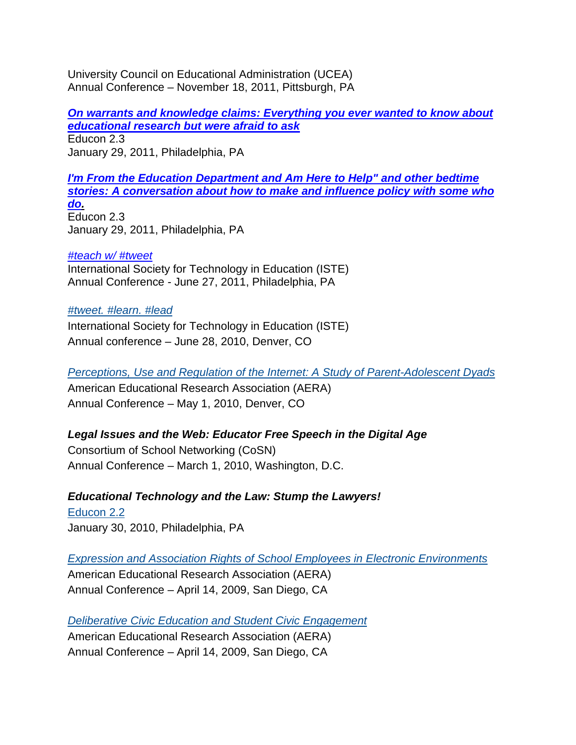University Council on Educational Administration (UCEA)
Annual Conference – November 18, 2011, Pittsburgh, PA

***On warrants and knowledge claims: Everything you ever wanted to know about educational research but were afraid to ask***
Educon 2.3
January 29, 2011, Philadelphia, PA

***I'm From the Education Department and Am Here to Help" and other bedtime stories: A conversation about how to make and influence policy with some who do.***
Educon 2.3
January 29, 2011, Philadelphia, PA

*#teach w/ #tweet*
International Society for Technology in Education (ISTE)
Annual Conference - June 27, 2011, Philadelphia, PA

*#tweet. #learn. #lead*
International Society for Technology in Education (ISTE)
Annual conference – June 28, 2010, Denver, CO

*Perceptions, Use and Regulation of the Internet: A Study of Parent-Adolescent Dyads*
American Educational Research Association (AERA)
Annual Conference – May 1, 2010, Denver, CO

***Legal Issues and the Web: Educator Free Speech in the Digital Age***
Consortium of School Networking (CoSN)
Annual Conference – March 1, 2010, Washington, D.C.

***Educational Technology and the Law: Stump the Lawyers!***
Educon 2.2
January 30, 2010, Philadelphia, PA

*Expression and Association Rights of School Employees in Electronic Environments*
American Educational Research Association (AERA)
Annual Conference – April 14, 2009, San Diego, CA

*Deliberative Civic Education and Student Civic Engagement*
American Educational Research Association (AERA)
Annual Conference – April 14, 2009, San Diego, CA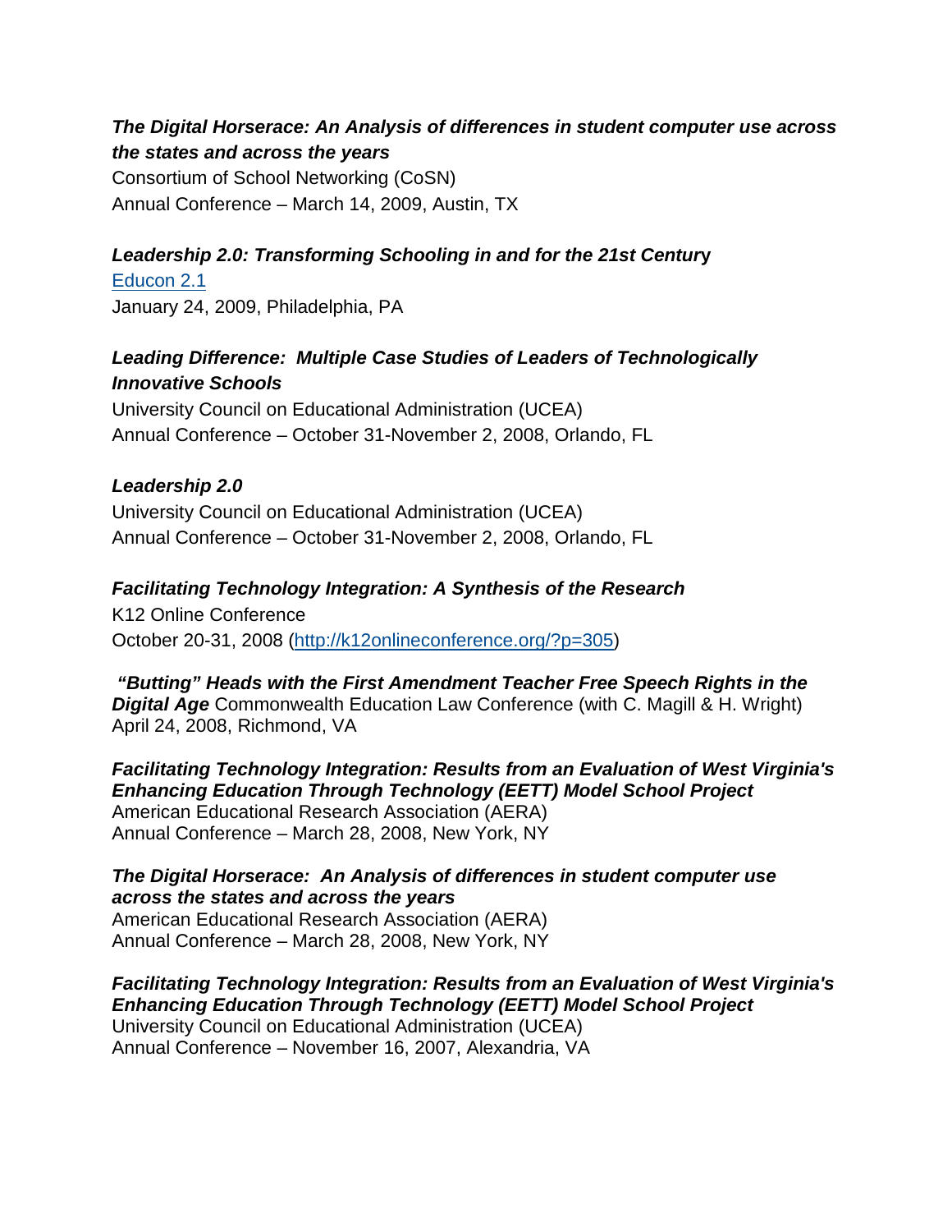***The Digital Horserace: An Analysis of differences in student computer use across the states and across the years***
Consortium of School Networking (CoSN)
Annual Conference – March 14, 2009, Austin, TX

***Leadership 2.0: Transforming Schooling in and for the 21st Century***
Educon 2.1
January 24, 2009, Philadelphia, PA

***Leading Difference: Multiple Case Studies of Leaders of Technologically Innovative Schools***
University Council on Educational Administration (UCEA)
Annual Conference – October 31-November 2, 2008, Orlando, FL

***Leadership 2.0***
University Council on Educational Administration (UCEA)
Annual Conference – October 31-November 2, 2008, Orlando, FL

***Facilitating Technology Integration: A Synthesis of the Research***
K12 Online Conference
October 20-31, 2008 (http://k12onlineconference.org/?p=305)

***"Butting" Heads with the First Amendment Teacher Free Speech Rights in the Digital Age*** Commonwealth Education Law Conference (with C. Magill & H. Wright)
April 24, 2008, Richmond, VA

***Facilitating Technology Integration: Results from an Evaluation of West Virginia's Enhancing Education Through Technology (EETT) Model School Project***
American Educational Research Association (AERA)
Annual Conference – March 28, 2008, New York, NY

***The Digital Horserace: An Analysis of differences in student computer use across the states and across the years***
American Educational Research Association (AERA)
Annual Conference – March 28, 2008, New York, NY

***Facilitating Technology Integration: Results from an Evaluation of West Virginia's Enhancing Education Through Technology (EETT) Model School Project***
University Council on Educational Administration (UCEA)
Annual Conference – November 16, 2007, Alexandria, VA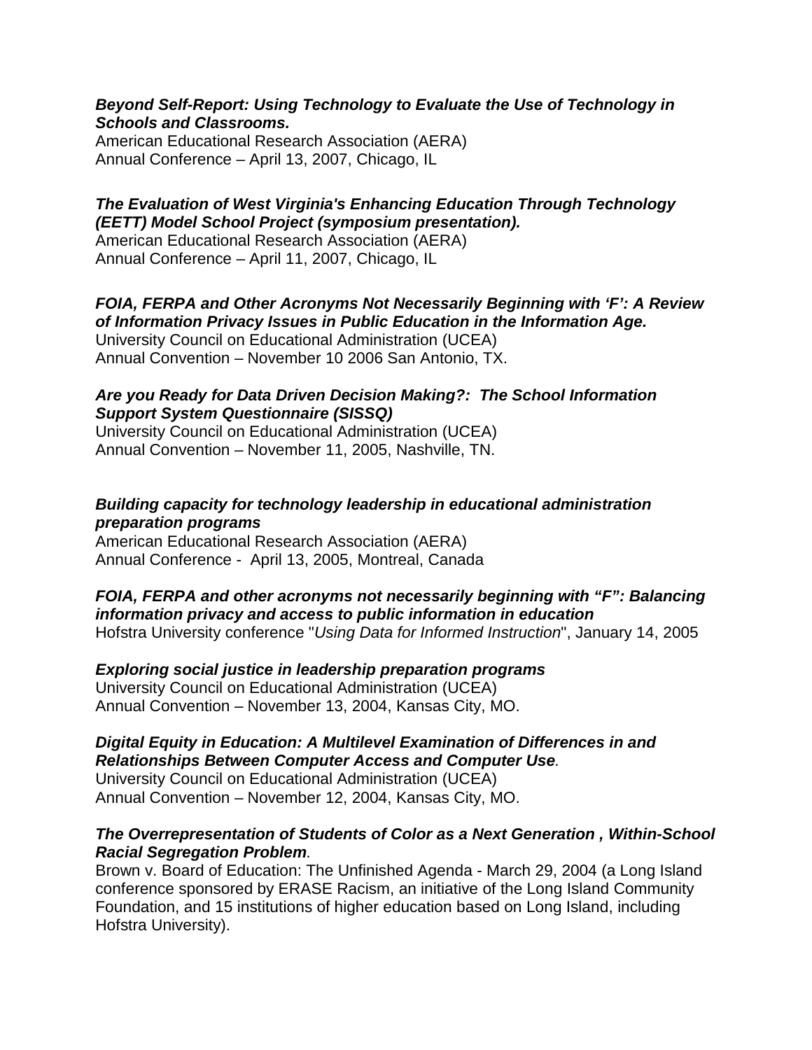***Beyond Self-Report: Using Technology to Evaluate the Use of Technology in Schools and Classrooms.***
American Educational Research Association (AERA)
Annual Conference – April 13, 2007, Chicago, IL

***The Evaluation of West Virginia's Enhancing Education Through Technology (EETT) Model School Project (symposium presentation).***
American Educational Research Association (AERA)
Annual Conference – April 11, 2007, Chicago, IL

***FOIA, FERPA and Other Acronyms Not Necessarily Beginning with 'F': A Review of Information Privacy Issues in Public Education in the Information Age.***
University Council on Educational Administration (UCEA)
Annual Convention – November 10 2006 San Antonio, TX.

***Are you Ready for Data Driven Decision Making?: The School Information Support System Questionnaire (SISSQ)***
University Council on Educational Administration (UCEA)
Annual Convention – November 11, 2005, Nashville, TN.

***Building capacity for technology leadership in educational administration preparation programs***
American Educational Research Association (AERA)
Annual Conference - April 13, 2005, Montreal, Canada

***FOIA, FERPA and other acronyms not necessarily beginning with "F": Balancing information privacy and access to public information in education***
Hofstra University conference "*Using Data for Informed Instruction*", January 14, 2005

***Exploring social justice in leadership preparation programs***
University Council on Educational Administration (UCEA)
Annual Convention – November 13, 2004, Kansas City, MO.

***Digital Equity in Education: A Multilevel Examination of Differences in and Relationships Between Computer Access and Computer Use.***
University Council on Educational Administration (UCEA)
Annual Convention – November 12, 2004, Kansas City, MO.

***The Overrepresentation of Students of Color as a Next Generation , Within-School Racial Segregation Problem.***
Brown v. Board of Education: The Unfinished Agenda - March 29, 2004 (a Long Island conference sponsored by ERASE Racism, an initiative of the Long Island Community Foundation, and 15 institutions of higher education based on Long Island, including Hofstra University).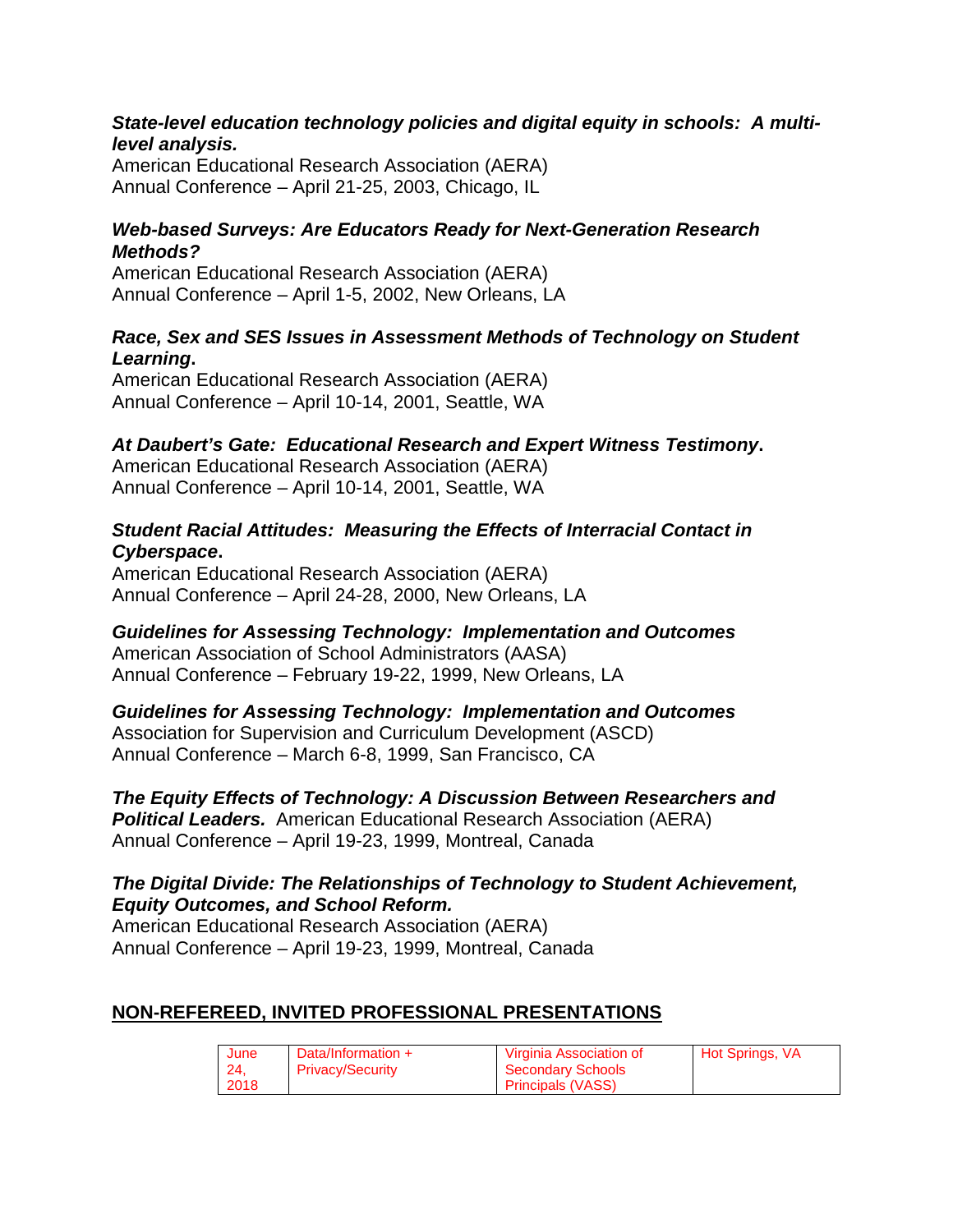***State-level education technology policies and digital equity in schools: A multi-level analysis.***
American Educational Research Association (AERA)
Annual Conference – April 21-25, 2003, Chicago, IL

***Web-based Surveys: Are Educators Ready for Next-Generation Research Methods?***
American Educational Research Association (AERA)
Annual Conference – April 1-5, 2002, New Orleans, LA

***Race, Sex and SES Issues in Assessment Methods of Technology on Student Learning*.**
American Educational Research Association (AERA)
Annual Conference – April 10-14, 2001, Seattle, WA

***At Daubert's Gate: Educational Research and Expert Witness Testimony*.**
American Educational Research Association (AERA)
Annual Conference – April 10-14, 2001, Seattle, WA

***Student Racial Attitudes: Measuring the Effects of Interracial Contact in Cyberspace*.**
American Educational Research Association (AERA)
Annual Conference – April 24-28, 2000, New Orleans, LA

***Guidelines for Assessing Technology: Implementation and Outcomes***
American Association of School Administrators (AASA)
Annual Conference – February 19-22, 1999, New Orleans, LA

***Guidelines for Assessing Technology: Implementation and Outcomes***
Association for Supervision and Curriculum Development (ASCD)
Annual Conference – March 6-8, 1999, San Francisco, CA

***The Equity Effects of Technology: A Discussion Between Researchers and Political Leaders.*** American Educational Research Association (AERA)
Annual Conference – April 19-23, 1999, Montreal, Canada

***The Digital Divide: The Relationships of Technology to Student Achievement, Equity Outcomes, and School Reform.***
American Educational Research Association (AERA)
Annual Conference – April 19-23, 1999, Montreal, Canada

## NON-REFEREED, INVITED PROFESSIONAL PRESENTATIONS

| | | | |
|---|---|---|---|
| June 24, 2018 | Data/Information + Privacy/Security | Virginia Association of Secondary Schools Principals (VASS) | Hot Springs, VA |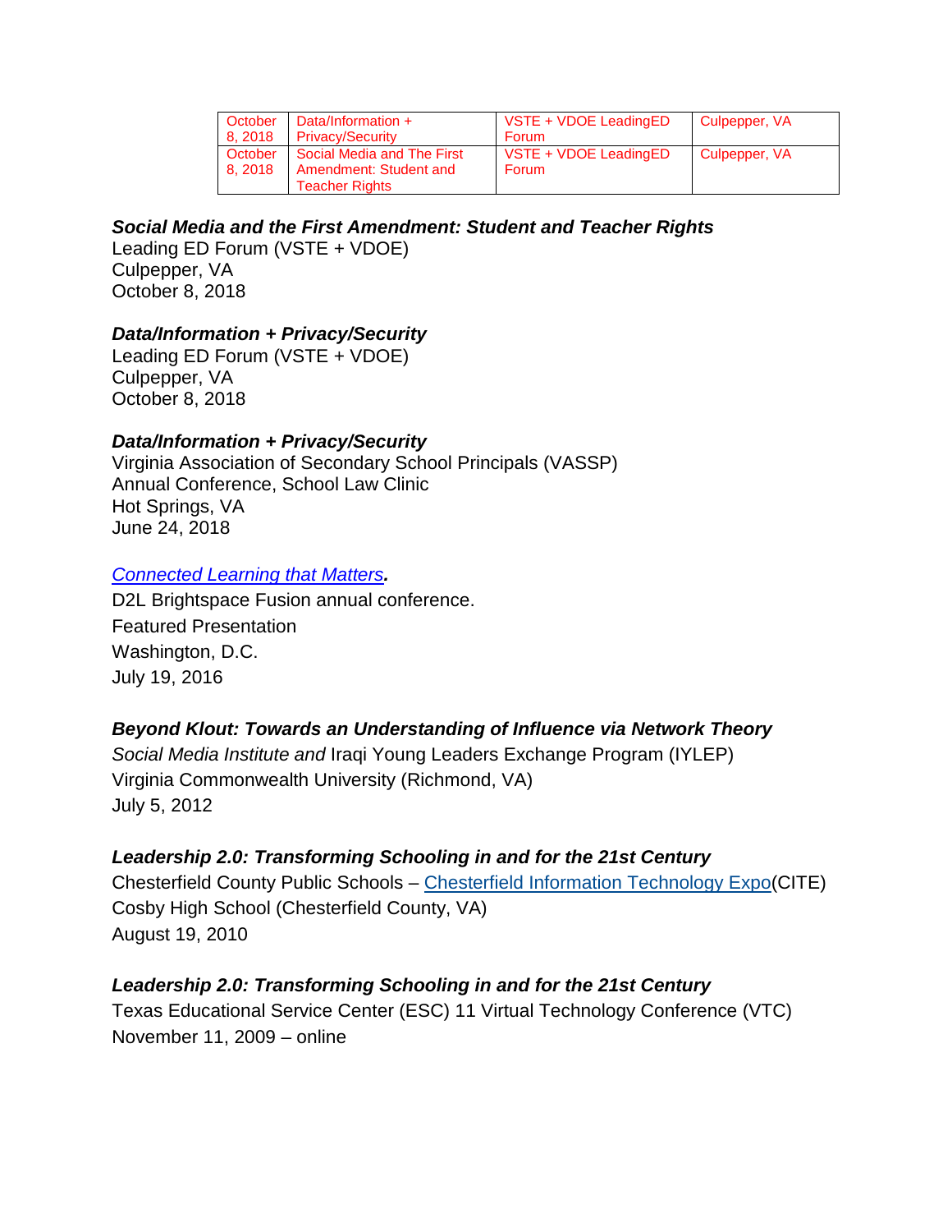| | | | |
|---|---|---|---|
| October 8, 2018 | Data/Information + Privacy/Security | VSTE + VDOE LeadingED Forum | Culpepper, VA |
| October 8, 2018 | Social Media and The First Amendment: Student and Teacher Rights | VSTE + VDOE LeadingED Forum | Culpepper, VA |

***Social Media and the First Amendment: Student and Teacher Rights***
Leading ED Forum (VSTE + VDOE)
Culpepper, VA
October 8, 2018

***Data/Information + Privacy/Security***
Leading ED Forum (VSTE + VDOE)
Culpepper, VA
October 8, 2018

***Data/Information + Privacy/Security***
Virginia Association of Secondary School Principals (VASSP)
Annual Conference, School Law Clinic
Hot Springs, VA
June 24, 2018

*Connected Learning that Matters.*
D2L Brightspace Fusion annual conference.
Featured Presentation
Washington, D.C.
July 19, 2016

***Beyond Klout: Towards an Understanding of Influence via Network Theory***
*Social Media Institute and* Iraqi Young Leaders Exchange Program (IYLEP)
Virginia Commonwealth University (Richmond, VA)
July 5, 2012

***Leadership 2.0: Transforming Schooling in and for the 21st Century***
Chesterfield County Public Schools – Chesterfield Information Technology Expo(CITE)
Cosby High School (Chesterfield County, VA)
August 19, 2010

***Leadership 2.0: Transforming Schooling in and for the 21st Century***
Texas Educational Service Center (ESC) 11 Virtual Technology Conference (VTC)
November 11, 2009 – online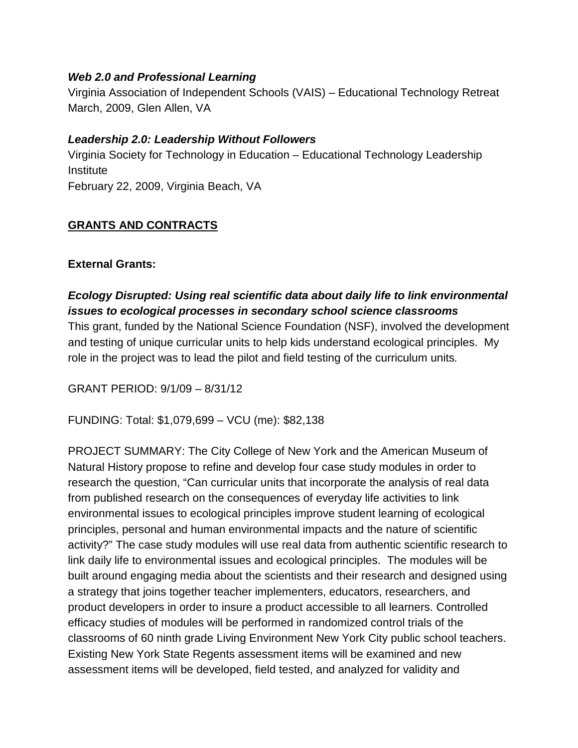***Web 2.0 and Professional Learning***
Virginia Association of Independent Schools (VAIS) – Educational Technology Retreat
March, 2009, Glen Allen, VA

***Leadership 2.0: Leadership Without Followers***
Virginia Society for Technology in Education – Educational Technology Leadership Institute
February 22, 2009, Virginia Beach, VA

## GRANTS AND CONTRACTS

**External Grants:**

***Ecology Disrupted: Using real scientific data about daily life to link environmental issues to ecological processes in secondary school science classrooms***
This grant, funded by the National Science Foundation (NSF), involved the development and testing of unique curricular units to help kids understand ecological principles. My role in the project was to lead the pilot and field testing of the curriculum units.

GRANT PERIOD: 9/1/09 – 8/31/12

FUNDING: Total: $1,079,699 – VCU (me): $82,138

PROJECT SUMMARY: The City College of New York and the American Museum of Natural History propose to refine and develop four case study modules in order to research the question, "Can curricular units that incorporate the analysis of real data from published research on the consequences of everyday life activities to link environmental issues to ecological principles improve student learning of ecological principles, personal and human environmental impacts and the nature of scientific activity?" The case study modules will use real data from authentic scientific research to link daily life to environmental issues and ecological principles. The modules will be built around engaging media about the scientists and their research and designed using a strategy that joins together teacher implementers, educators, researchers, and product developers in order to insure a product accessible to all learners. Controlled efficacy studies of modules will be performed in randomized control trials of the classrooms of 60 ninth grade Living Environment New York City public school teachers. Existing New York State Regents assessment items will be examined and new assessment items will be developed, field tested, and analyzed for validity and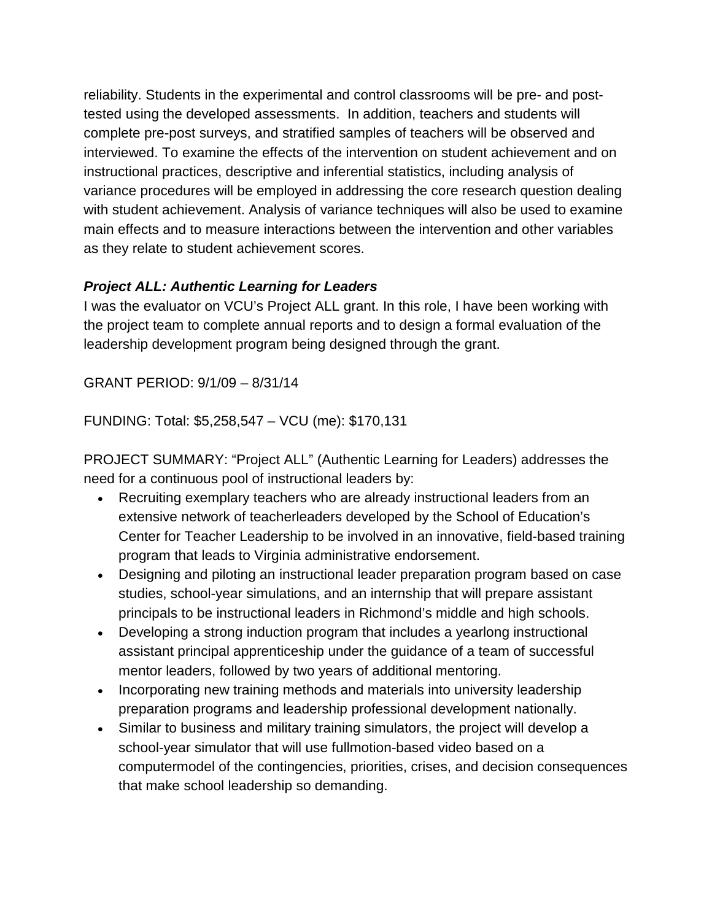reliability. Students in the experimental and control classrooms will be pre- and post-tested using the developed assessments. In addition, teachers and students will complete pre-post surveys, and stratified samples of teachers will be observed and interviewed. To examine the effects of the intervention on student achievement and on instructional practices, descriptive and inferential statistics, including analysis of variance procedures will be employed in addressing the core research question dealing with student achievement. Analysis of variance techniques will also be used to examine main effects and to measure interactions between the intervention and other variables as they relate to student achievement scores.

### *Project ALL: Authentic Learning for Leaders*

I was the evaluator on VCU's Project ALL grant. In this role, I have been working with the project team to complete annual reports and to design a formal evaluation of the leadership development program being designed through the grant.

GRANT PERIOD: 9/1/09 – 8/31/14

FUNDING: Total: $5,258,547 – VCU (me): $170,131

PROJECT SUMMARY: "Project ALL" (Authentic Learning for Leaders) addresses the need for a continuous pool of instructional leaders by:

- Recruiting exemplary teachers who are already instructional leaders from an extensive network of teacherleaders developed by the School of Education's Center for Teacher Leadership to be involved in an innovative, field-based training program that leads to Virginia administrative endorsement.
- Designing and piloting an instructional leader preparation program based on case studies, school-year simulations, and an internship that will prepare assistant principals to be instructional leaders in Richmond's middle and high schools.
- Developing a strong induction program that includes a yearlong instructional assistant principal apprenticeship under the guidance of a team of successful mentor leaders, followed by two years of additional mentoring.
- Incorporating new training methods and materials into university leadership preparation programs and leadership professional development nationally.
- Similar to business and military training simulators, the project will develop a school-year simulator that will use fullmotion-based video based on a computermodel of the contingencies, priorities, crises, and decision consequences that make school leadership so demanding.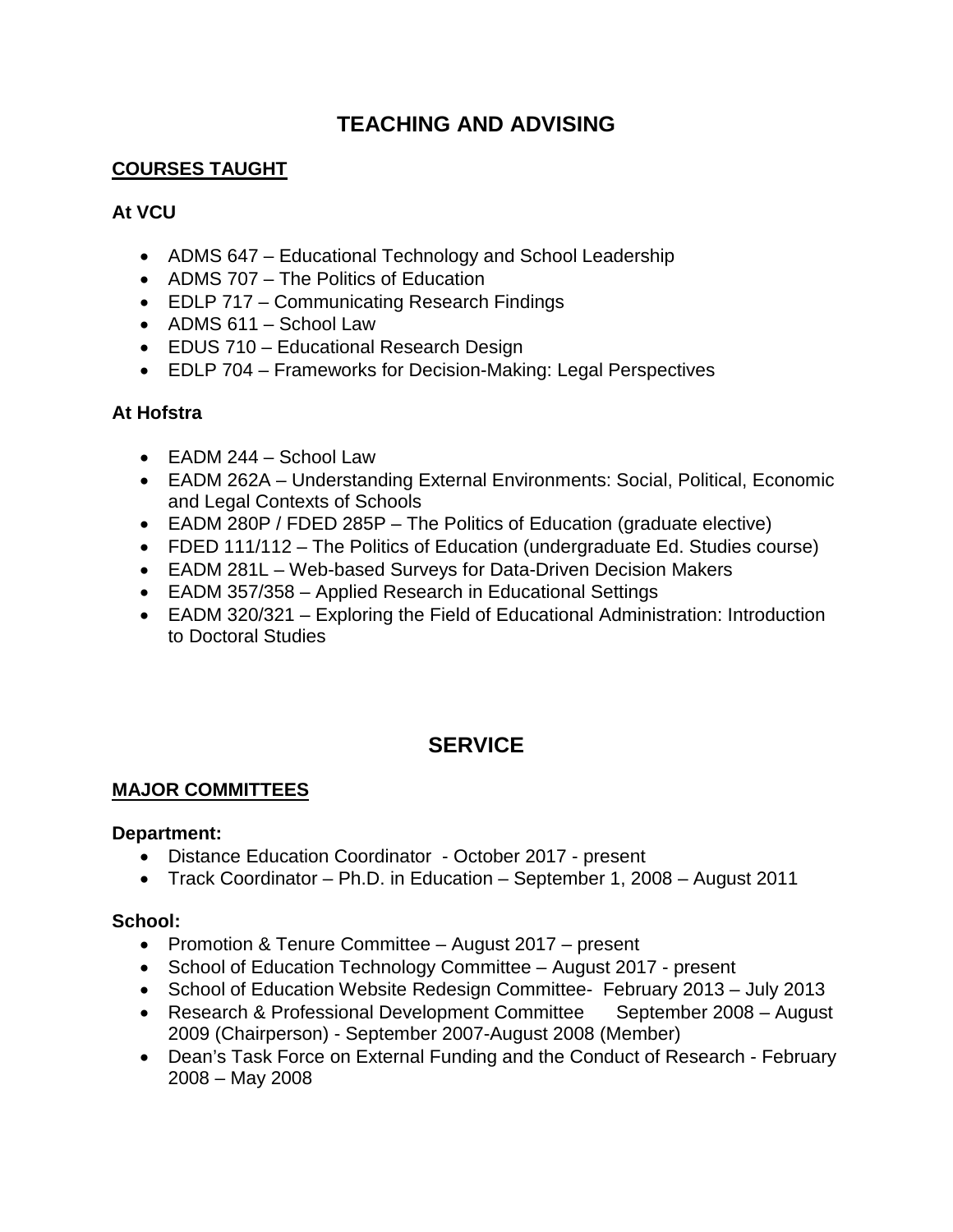# TEACHING AND ADVISING

## COURSES TAUGHT

### At VCU

- ADMS 647 – Educational Technology and School Leadership
- ADMS 707 – The Politics of Education
- EDLP 717 – Communicating Research Findings
- ADMS 611 – School Law
- EDUS 710 – Educational Research Design
- EDLP 704 – Frameworks for Decision-Making: Legal Perspectives

### At Hofstra

- EADM 244 – School Law
- EADM 262A – Understanding External Environments: Social, Political, Economic and Legal Contexts of Schools
- EADM 280P / FDED 285P – The Politics of Education (graduate elective)
- FDED 111/112 – The Politics of Education (undergraduate Ed. Studies course)
- EADM 281L – Web-based Surveys for Data-Driven Decision Makers
- EADM 357/358 – Applied Research in Educational Settings
- EADM 320/321 – Exploring the Field of Educational Administration: Introduction to Doctoral Studies

# SERVICE

## MAJOR COMMITTEES

### Department:

- Distance Education Coordinator - October 2017 - present
- Track Coordinator – Ph.D. in Education – September 1, 2008 – August 2011

### School:

- Promotion & Tenure Committee – August 2017 – present
- School of Education Technology Committee – August 2017 - present
- School of Education Website Redesign Committee- February 2013 – July 2013
- Research & Professional Development Committee September 2008 – August 2009 (Chairperson) - September 2007-August 2008 (Member)
- Dean's Task Force on External Funding and the Conduct of Research - February 2008 – May 2008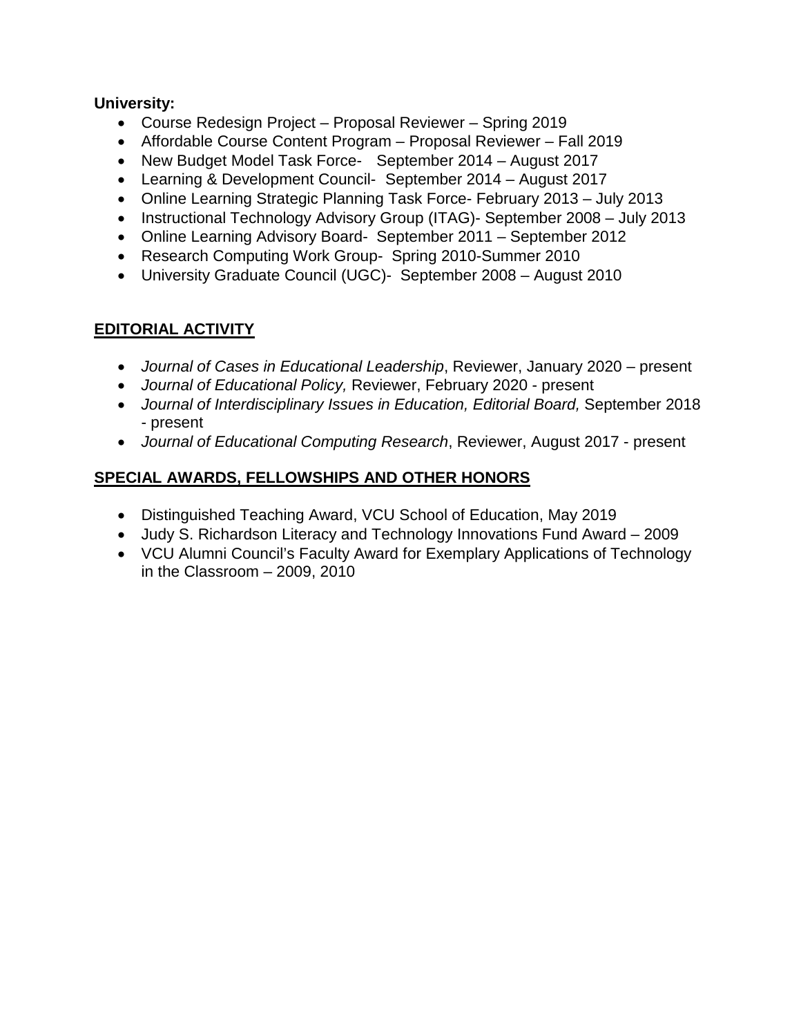**University:**

- Course Redesign Project – Proposal Reviewer – Spring 2019
- Affordable Course Content Program – Proposal Reviewer – Fall 2019
- New Budget Model Task Force- September 2014 – August 2017
- Learning & Development Council- September 2014 – August 2017
- Online Learning Strategic Planning Task Force- February 2013 – July 2013
- Instructional Technology Advisory Group (ITAG)- September 2008 – July 2013
- Online Learning Advisory Board- September 2011 – September 2012
- Research Computing Work Group- Spring 2010-Summer 2010
- University Graduate Council (UGC)- September 2008 – August 2010

## EDITORIAL ACTIVITY

- *Journal of Cases in Educational Leadership*, Reviewer, January 2020 – present
- *Journal of Educational Policy,* Reviewer, February 2020 - present
- *Journal of Interdisciplinary Issues in Education, Editorial Board,* September 2018 - present
- *Journal of Educational Computing Research*, Reviewer, August 2017 - present

## SPECIAL AWARDS, FELLOWSHIPS AND OTHER HONORS

- Distinguished Teaching Award, VCU School of Education, May 2019
- Judy S. Richardson Literacy and Technology Innovations Fund Award – 2009
- VCU Alumni Council's Faculty Award for Exemplary Applications of Technology in the Classroom – 2009, 2010